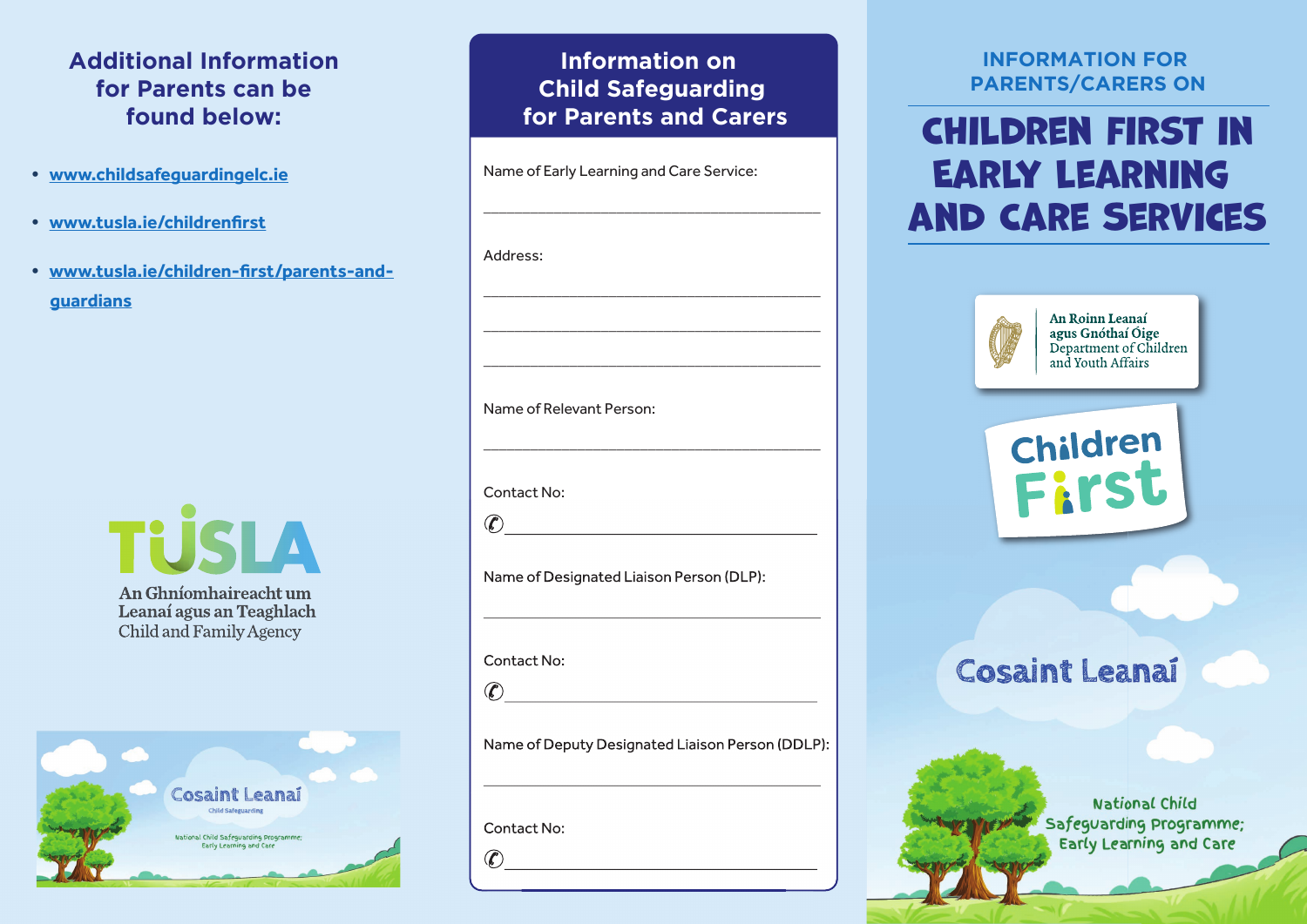## Additional Information for Parents can be found below:

- www.childsafeguardingelc.ie
- www.tusla.ie/childrenfirst
- www.tusla.ie/children-first/parents-and-guardians

TUSLA

An Ghníomhaireacht um Leanaí agus an Teaghlach
Child and Family Agency

Cosaint Leanaí

Child Safeguarding

National Child Safeguarding Programme; Early Learning and Care

## Information on Child Safeguarding for Parents and Carers

Name of Early Learning and Care Service:

____________________________________________

Address:

____________________________________________

____________________________________________

____________________________________________

Name of Relevant Person:

____________________________________________

Contact No:

✆____________________________________________

Name of Designated Liaison Person (DLP):

____________________________________________

Contact No:

✆____________________________________________

Name of Deputy Designated Liaison Person (DDLP):

____________________________________________

Contact No:

✆____________________________________________

### INFORMATION FOR PARENTS/CARERS ON

# CHILDREN FIRST IN EARLY LEARNING AND CARE SERVICES

An Roinn Leanaí agus Gnóthaí Óige
Department of Children and Youth Affairs

Children First

Cosaint Leanaí

National Child Safeguarding Programme; Early Learning and Care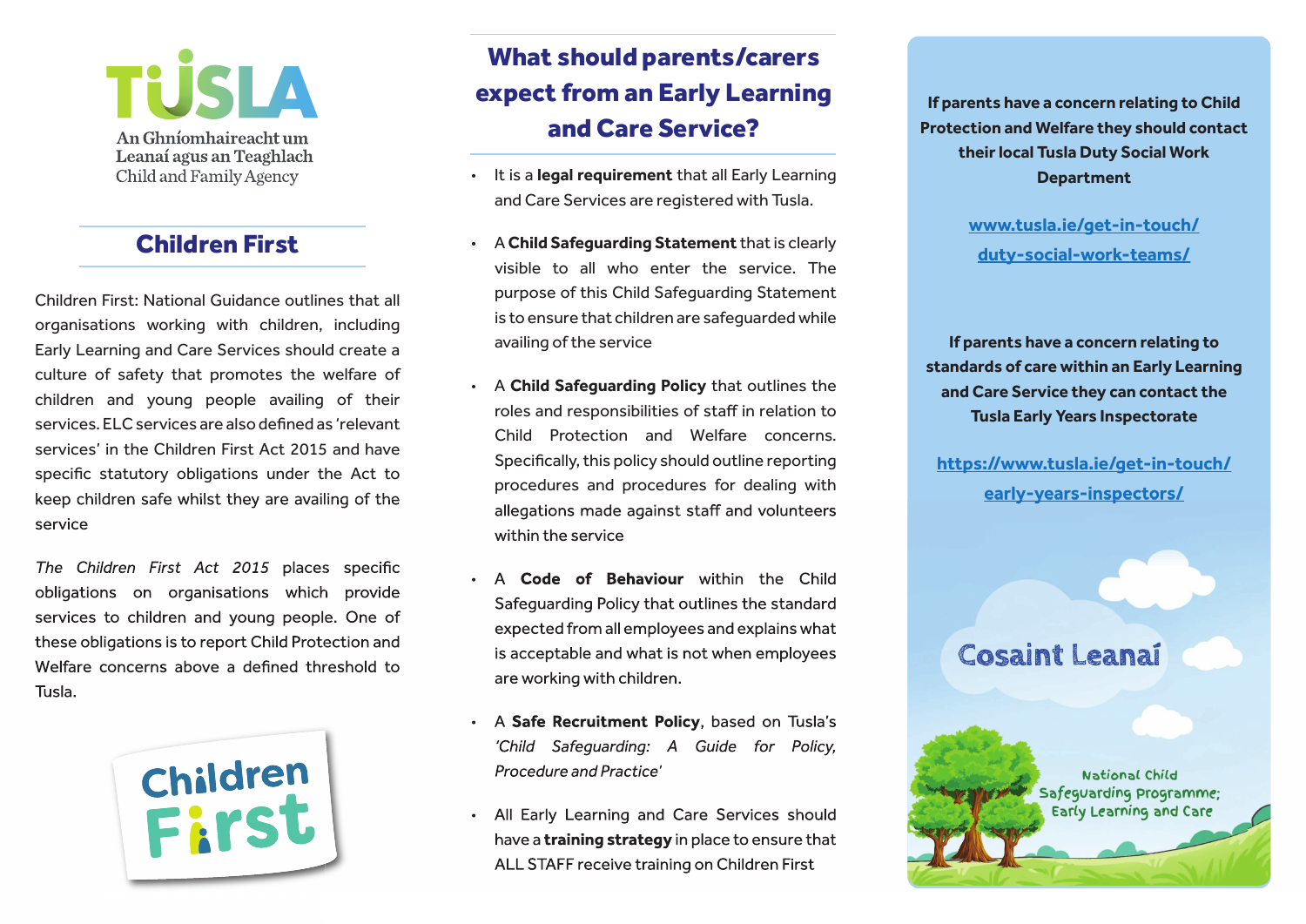TUSLA

An Ghníomhaireacht um Leanaí agus an Teaghlach
Child and Family Agency

## Children First

Children First: National Guidance outlines that all organisations working with children, including Early Learning and Care Services should create a culture of safety that promotes the welfare of children and young people availing of their services. ELC services are also defined as 'relevant services' in the Children First Act 2015 and have specific statutory obligations under the Act to keep children safe whilst they are availing of the service

*The Children First Act 2015* places specific obligations on organisations which provide services to children and young people. One of these obligations is to report Child Protection and Welfare concerns above a defined threshold to Tusla.

Children First

## What should parents/carers expect from an Early Learning and Care Service?

- It is a **legal requirement** that all Early Learning and Care Services are registered with Tusla.
- A **Child Safeguarding Statement** that is clearly visible to all who enter the service. The purpose of this Child Safeguarding Statement is to ensure that children are safeguarded while availing of the service
- A **Child Safeguarding Policy** that outlines the roles and responsibilities of staff in relation to Child Protection and Welfare concerns. Specifically, this policy should outline reporting procedures and procedures for dealing with allegations made against staff and volunteers within the service
- A **Code of Behaviour** within the Child Safeguarding Policy that outlines the standard expected from all employees and explains what is acceptable and what is not when employees are working with children.
- A **Safe Recruitment Policy**, based on Tusla's *'Child Safeguarding: A Guide for Policy, Procedure and Practice'*
- All Early Learning and Care Services should have a **training strategy** in place to ensure that ALL STAFF receive training on Children First

**If parents have a concern relating to Child Protection and Welfare they should contact their local Tusla Duty Social Work Department**

[www.tusla.ie/get-in-touch/duty-social-work-teams/](www.tusla.ie/get-in-touch/duty-social-work-teams/)

**If parents have a concern relating to standards of care within an Early Learning and Care Service they can contact the Tusla Early Years Inspectorate**

[https://www.tusla.ie/get-in-touch/early-years-inspectors/](https://www.tusla.ie/get-in-touch/early-years-inspectors/)

# Cosaint Leanaí

National Child Safeguarding Programme; Early Learning and Care